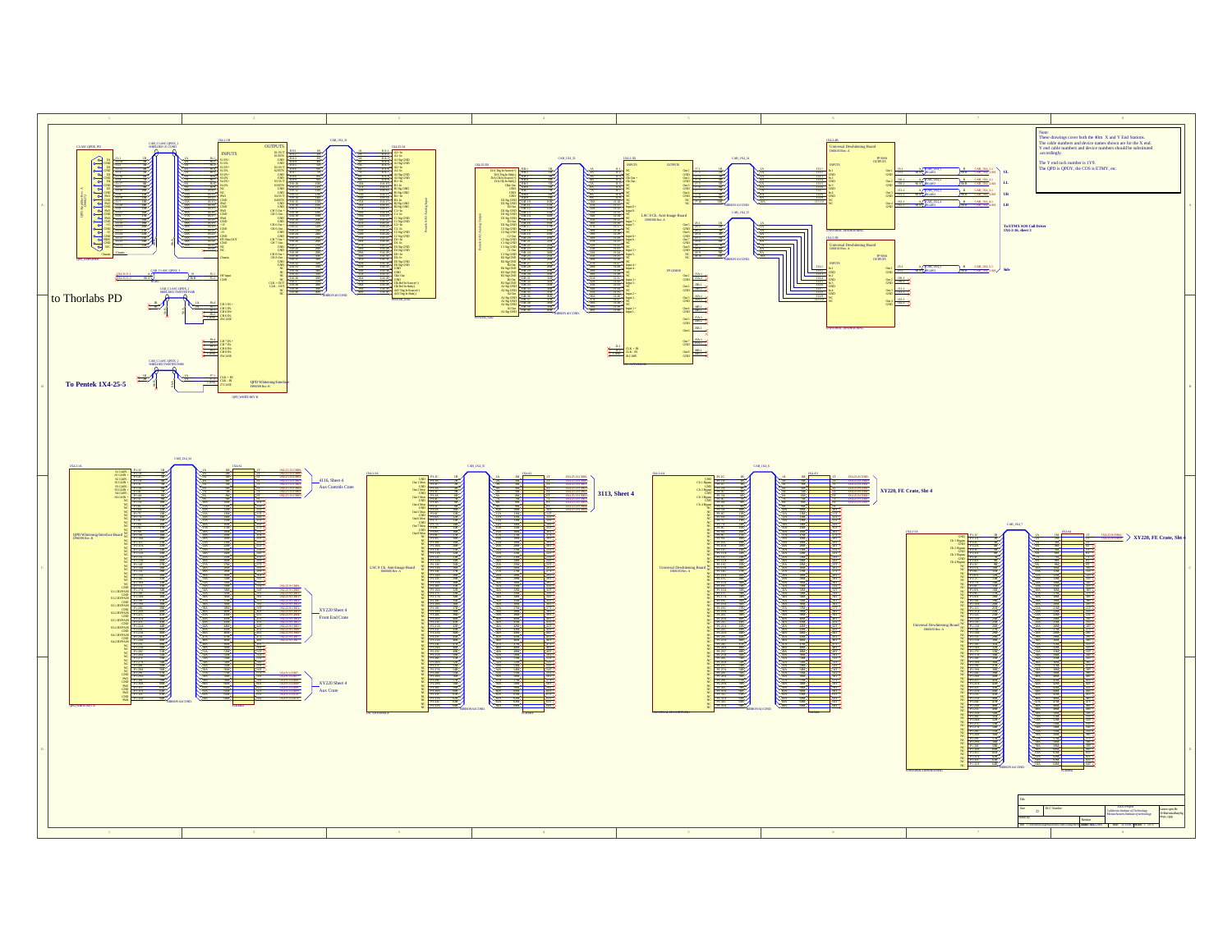Note:
These drawings cover both the 40m X and Y End Stations.
The cable numbers and device names shown are for the X end.
Y end cable numbers and device names should be substituted accordingly.

The Y end rack number is 1Y0.
The QPD is QPDY, the COS is ETMY, etc.

to Thorlabs PD

To Pentek 1X4-25-5

To ETMX SOS Coil Driver 1X4-2-1b, sheet 1

4116, Sheet 4
Aux Controls Crate

3113, Sheet 4

XY220, FE Crate, Sht 4

XY220, FE Crate, Sht 4

XY220 Sheet 4
Front End Crate

XY220 Sheet 4
Aux Crate

QPD Whitening Interface
D060189 Rev. B

LSC 8 Ch. Anti-Image Board
D000186 Rev. A

Universal Dewhitening Board
D000183 Rev. A

QPD Whitening Interface Board
D060189 Rev. B

LSC 8 Ch. Anti-Image Board
D000186 Rev. A

Universal Dewhitening Board
D000183 Rev. A

Universal Dewhitening Board
D000183 Rev. A

UL
LL
UR
LR
Side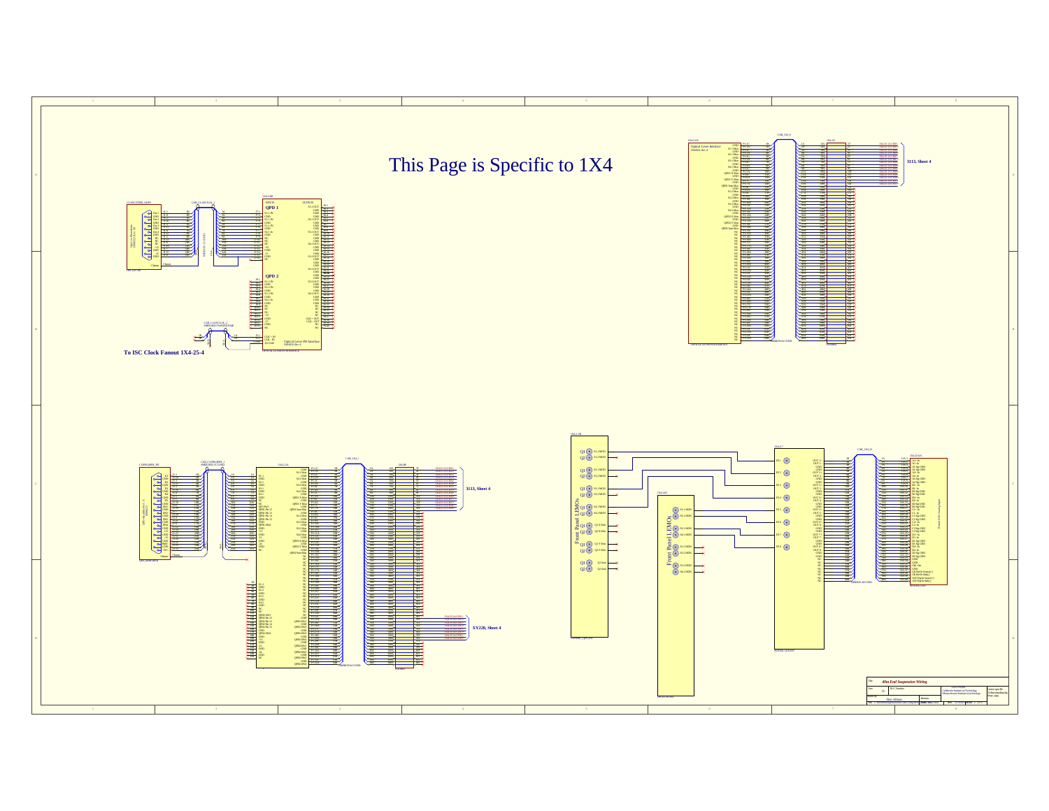# This Page is Specific to 1X4

**3113, Sheet 4**

**To ISC Clock Fanout 1X4-25-4**

**3113, Sheet 4**

**XY220, Sheet 4**

Front Panel LEMOs

Front Panel LEMOs

| Title | 40m End Suspension Wiring |
|---|---|
| Size | D |
| DCC Number | |
| Drawn by | Ben Abbott |
| Revision | |
| | LIGO Project — California Institute of Technology / Massachusetts Institute of Technology |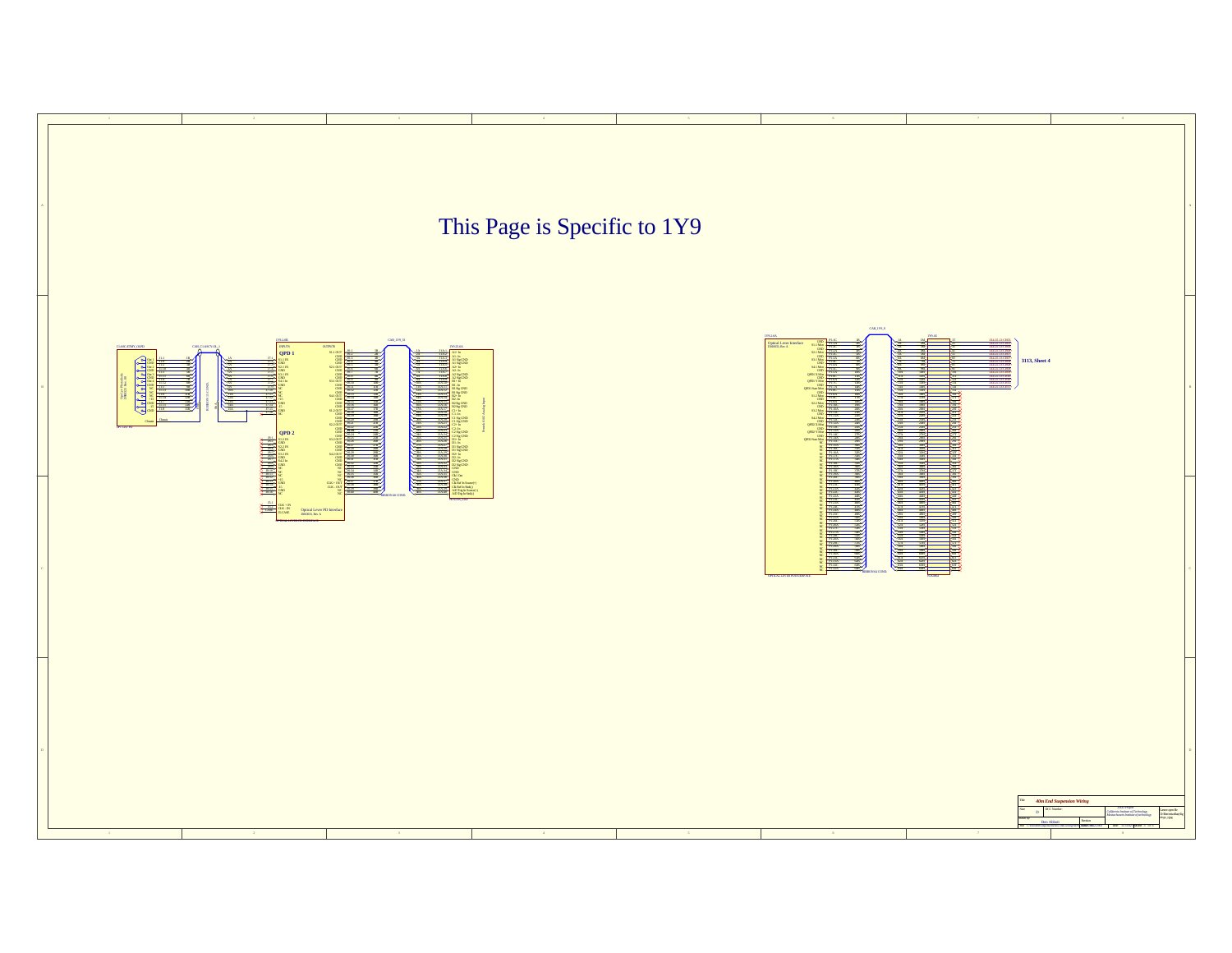# This Page is Specific to 1Y9

QPD 1

QPD 2

Optical Lever PD Interface

Optical Lever Interface

3113, Sheet 4

*40m End Suspension Wiring*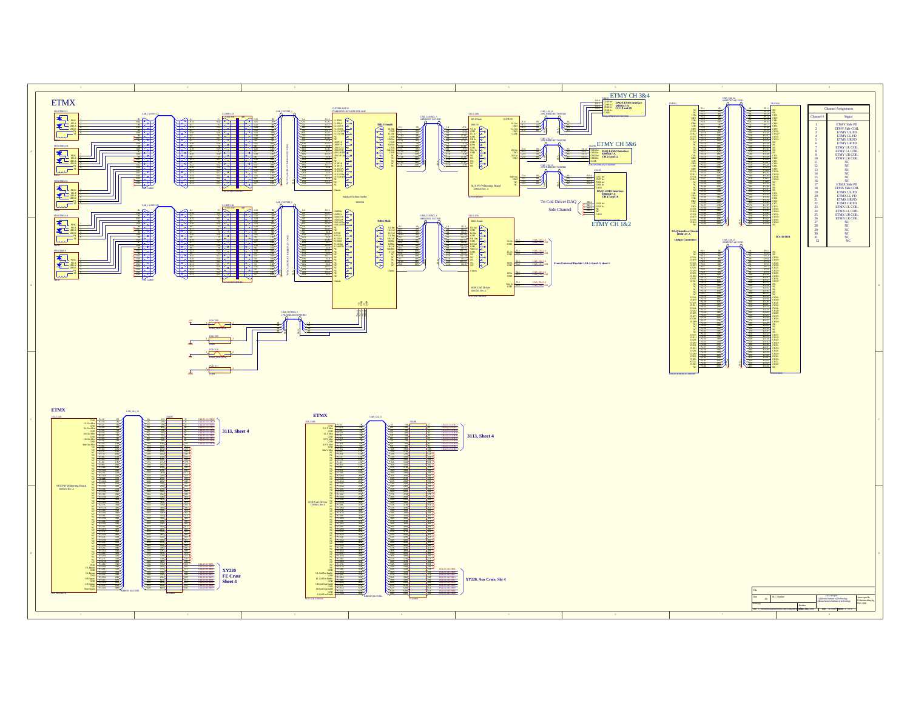# ETMX

## ETMY CH 3&4

DAQ LEMO Interface
D999147-A
CH 19 and 20

## ETMY CH 5&6

DAQ LEMO Interface
D999147-A
CH 21 and 22

DAQ LEMO Interface
D999147-A
CH 17 and 18

To Coil Driver DAQ
Side Channel

## ETMY CH 1&2

From Universal Decoder 1X4-2-4 and -3, sheet 1

AUX PD Whitening Board
D990216 Rev. A

SOS Coil Driver
D990681, Rev A

Shielded Surface Satellite

DB25 Female

DB25 Male

DAQ Interface Chassis
D990147-A

Output Connectors

ICS110 RIB

| Channel Assignments | |
|---|---|
| Channel # | Signal |
| 1 | ETMY Side PD |
| 2 | ETMY Side COIL |
| 3 | ETMY UL PD |
| 4 | ETMY LL PD |
| 5 | ETMY UR PD |
| 6 | ETMY LR PD |
| 7 | ETMY UL COIL |
| 8 | ETMY LL COIL |
| 9 | ETMY UR COIL |
| 10 | ETMY LR COIL |
| 11 | NC |
| 12 | NC |
| 13 | NC |
| 14 | NC |
| 15 | NC |
| 16 | NC |
| 17 | ETMX Side PD |
| 18 | ETMX Side COIL |
| 19 | ETMX UL PD |
| 20 | ETMX LL PD |
| 21 | ETMX UR PD |
| 22 | ETMX LR PD |
| 23 | ETMX UL COIL |
| 24 | ETMX LL COIL |
| 25 | ETMX UR COIL |
| 26 | ETMX LR COIL |
| 27 | NC |
| 28 | NC |
| 29 | NC |
| 30 | NC |
| 31 | NC |
| 32 | NC |

## ETMX

AUX PD Whitening Board
D990216 Rev. A

3113, Sheet 4

XY220
FE Crate
Sheet 4

## ETMX

SOS Coil Driver
D990681, Rev A

3113, Sheet 4

XY220, Aux Crate, Sht 4

LIGO Project
California Institute of Technology
Massachusetts Institute of Technology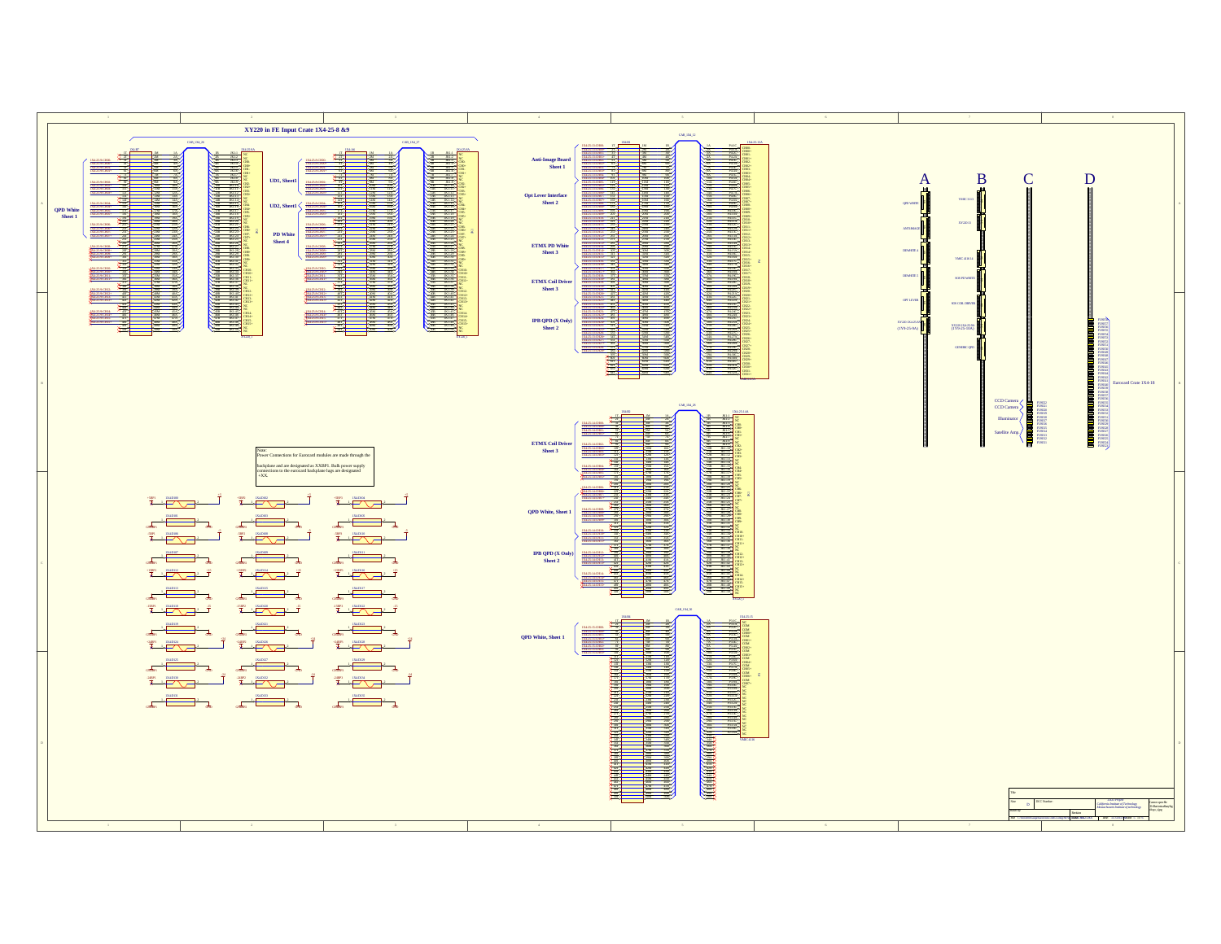# XY220 in FE Input Crate 1X4-25-8 &9

QPD White Sheet 1

UD1, Sheet1

UD2, Sheet1

PD White Sheet 4

Anti-Image Board Sheet 1

Opt Lever Interface Sheet 2

ETMX PD White Sheet 3

ETMX Coil Driver Sheet 3

IPB QPD (X Only) Sheet 2

ETMX Coil Driver Sheet 3

QPD White, Sheet 1

IPB QPD (X Only) Sheet 2

QPD White, Sheet 1

Note:
Power Connections for Eurocard modules are made through the backplane and are designated as XXBP1. Bulk power supply connections to the eurocard backplane lugs are designated +XX.

A B C D

Eurocard Crate 1X4-18

CCD Camera

CCD Camera

Illuminator

Satellite Amp.

California Institute of Technology
Massachusetts Institute of Technology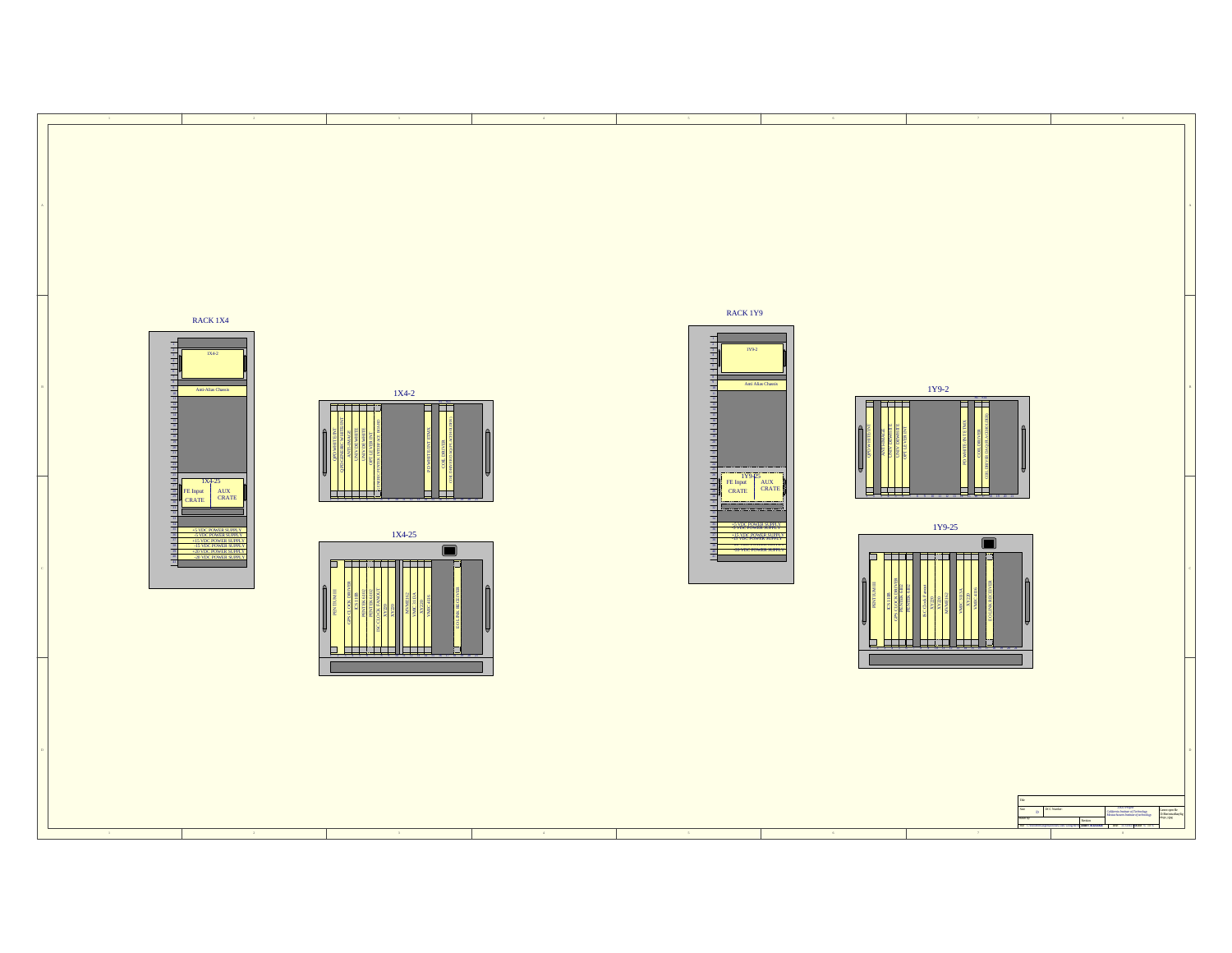RACK 1X4

1X4-2

Anti-Alias Chassis

1X4-25

FE Input CRATE

AUX CRATE

+5 VDC POWER SUPPLY

-5 VDC POWER SUPPLY

+15 VDC POWER SUPPLY

-15 VDC POWER SUPPLY

+20 VDC POWER SUPPLY

-20 VDC POWER SUPPLY

1X4-2

QPD WHITE INT

QPD DEMOD BC WHITENING

ANTI-IMAGE

UNIV DEWHITE

UNIV DEWHITE

OPT LEVER INT

QPD/OPT LEVER INTERFACE BOARD

PD WHITE INT ETMX

COIL DRIVER

COIL DRIVER INTERFACE BOARD

1X4-25

PENTIUM III

GPS CLOCK DRIVER

ICS-110B

PENTEK 6102

ISC CLOCK FANOUT

XY220

XY220

MVME162

VMIC 3113A

XY220

VMIC 4116

E/O LINK RECEIVER

RACK 1Y9

1Y9-2

Anti Alias Chassis

1Y9-25

FE Input CRATE

AUX CRATE

+5 VDC POWER SUPPLY

-5 VDC POWER SUPPLY

+15 VDC POWER SUPPLY

-15 VDC POWER SUPPLY

+20 VDC POWER SUPPLY

-20 VDC POWER SUPPLY

1Y9-2

QPD WHITE INT

ANTI-IMAGE

UNIV DEWHITE

UNIV DEWHITE

OPT LEVER INT

PD WHITE INT ETMX

COIL DRIVER

COIL DRIVER INTERFACE

1Y9-25

PENTIUM III

ICS-110B

GPS CLOCK DRIVER

PENTEK 6102

PENTEK 6102

ISC CLOCK Fanout

XY220

XY220

MVME162

VMIC 3113A

XY220

VMIC 4116

E/O LINK RECEIVER

California Institute of Technology

Massachusetts Institute of Technology